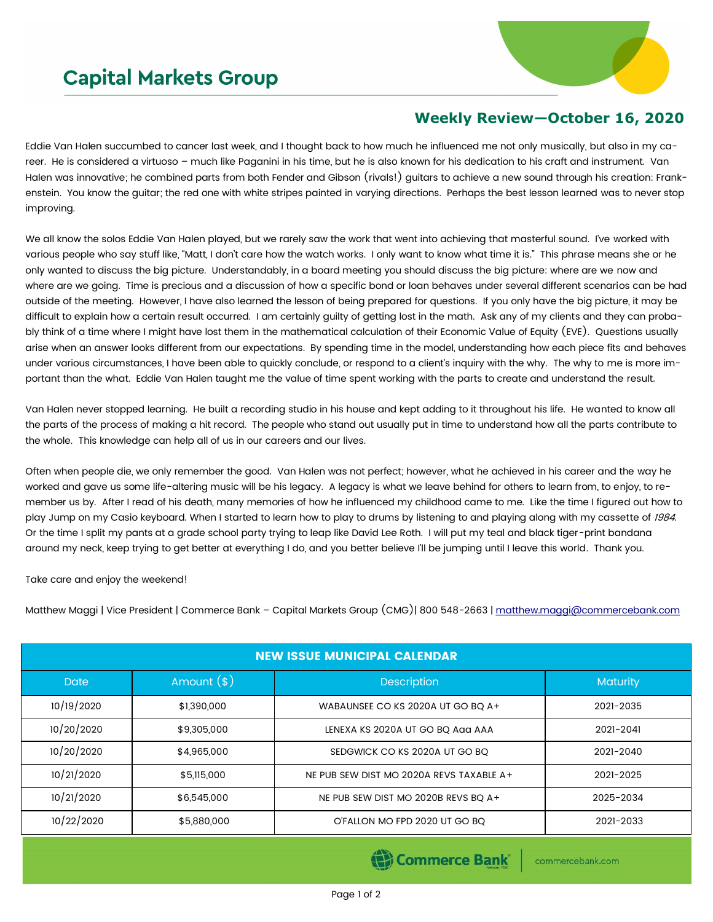# Capital Markets Group

## Weekly Review—October 16, 2020

Eddie Van Halen succumbed to cancer last week, and I thought back to how much he influenced me not only musically, but also in my career. He is considered a virtuoso – much like Paganini in his time, but he is also known for his dedication to his craft and instrument. Van Halen was innovative; he combined parts from both Fender and Gibson (rivals!) guitars to achieve a new sound through his creation: Frankenstein. You know the guitar; the red one with white stripes painted in varying directions. Perhaps the best lesson learned was to never stop improving.

We all know the solos Eddie Van Halen played, but we rarely saw the work that went into achieving that masterful sound. I've worked with various people who say stuff like, "Matt, I don't care how the watch works. I only want to know what time it is." This phrase means she or he only wanted to discuss the big picture. Understandably, in a board meeting you should discuss the big picture: where are we now and where are we going. Time is precious and a discussion of how a specific bond or loan behaves under several different scenarios can be had outside of the meeting. However, I have also learned the lesson of being prepared for questions. If you only have the big picture, it may be difficult to explain how a certain result occurred. I am certainly guilty of getting lost in the math. Ask any of my clients and they can probably think of a time where I might have lost them in the mathematical calculation of their Economic Value of Equity (EVE). Questions usually arise when an answer looks different from our expectations. By spending time in the model, understanding how each piece fits and behaves under various circumstances, I have been able to quickly conclude, or respond to a client's inquiry with the why. The why to me is more important than the what. Eddie Van Halen taught me the value of time spent working with the parts to create and understand the result.

Van Halen never stopped learning. He built a recording studio in his house and kept adding to it throughout his life. He wanted to know all the parts of the process of making a hit record. The people who stand out usually put in time to understand how all the parts contribute to the whole. This knowledge can help all of us in our careers and our lives.

Often when people die, we only remember the good. Van Halen was not perfect; however, what he achieved in his career and the way he worked and gave us some life-altering music will be his legacy. A legacy is what we leave behind for others to learn from, to enjoy, to remember us by. After I read of his death, many memories of how he influenced my childhood came to me. Like the time I figured out how to play Jump on my Casio keyboard. When I started to learn how to play to drums by listening to and playing along with my cassette of *1984*. Or the time I split my pants at a grade school party trying to leap like David Lee Roth. I will put my teal and black tiger-print bandana around my neck, keep trying to get better at everything I do, and you better believe I'll be jumping until I leave this world. Thank you.

Take care and enjoy the weekend!

Matthew Maggi | Vice President | Commerce Bank – Capital Markets Group (CMG)| 800 548-2663 | matthew.maggi@commercebank.com

| NEW ISSUE MUNICIPAL CALENDAR | | | |
|---|---|---|---|
| Date | Amount ($) | Description | Maturity |
| 10/19/2020 | $1,390,000 | WABAUNSEE CO KS 2020A UT GO BQ A+ | 2021-2035 |
| 10/20/2020 | $9,305,000 | LENEXA KS 2020A UT GO BQ Aaa AAA | 2021-2041 |
| 10/20/2020 | $4,965,000 | SEDGWICK CO KS 2020A UT GO BQ | 2021-2040 |
| 10/21/2020 | $5,115,000 | NE PUB SEW DIST MO 2020A REVS TAXABLE A+ | 2021-2025 |
| 10/21/2020 | $6,545,000 | NE PUB SEW DIST MO 2020B REVS BQ A+ | 2025-2034 |
| 10/22/2020 | $5,880,000 | O'FALLON MO FPD 2020 UT GO BQ | 2021-2033 |

Commerce Bank | commercebank.com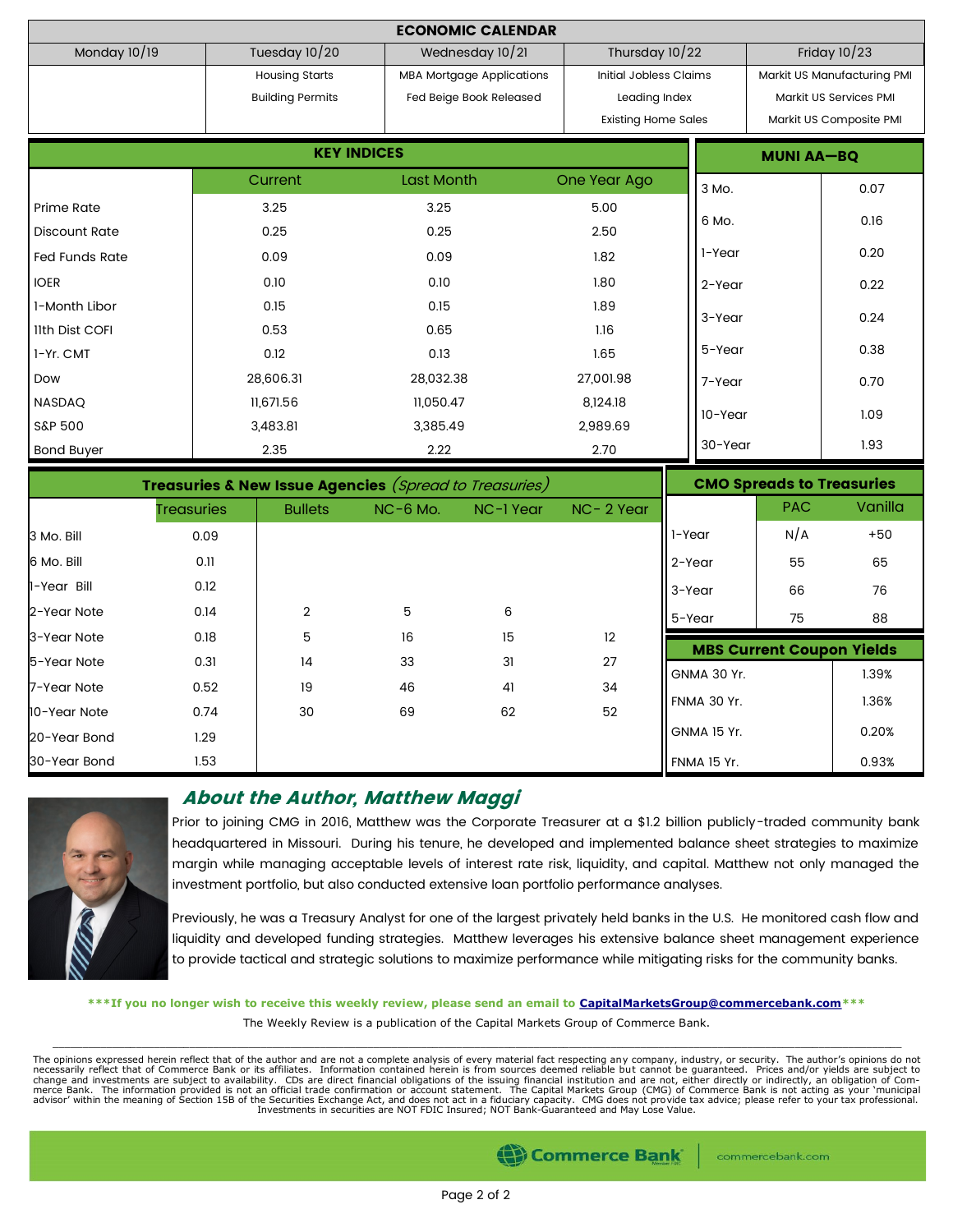## ECONOMIC CALENDAR

| Monday 10/19 | Tuesday 10/20 | Wednesday 10/21 | Thursday 10/22 | Friday 10/23 |
|---|---|---|---|---|
| | Housing Starts | MBA Mortgage Applications | Initial Jobless Claims | Markit US Manufacturing PMI |
| | Building Permits | Fed Beige Book Released | Leading Index | Markit US Services PMI |
| | | | Existing Home Sales | Markit US Composite PMI |

## KEY INDICES

| | Current | Last Month | One Year Ago |
|---|---|---|---|
| Prime Rate | 3.25 | 3.25 | 5.00 |
| Discount Rate | 0.25 | 0.25 | 2.50 |
| Fed Funds Rate | 0.09 | 0.09 | 1.82 |
| IOER | 0.10 | 0.10 | 1.80 |
| 1-Month Libor | 0.15 | 0.15 | 1.89 |
| 11th Dist COFI | 0.53 | 0.65 | 1.16 |
| 1-Yr. CMT | 0.12 | 0.13 | 1.65 |
| Dow | 28,606.31 | 28,032.38 | 27,001.98 |
| NASDAQ | 11,671.56 | 11,050.47 | 8,124.18 |
| S&P 500 | 3,483.81 | 3,385.49 | 2,989.69 |
| Bond Buyer | 2.35 | 2.22 | 2.70 |

## MUNI AA—BQ

| | |
|---|---|
| 3 Mo. | 0.07 |
| 6 Mo. | 0.16 |
| 1-Year | 0.20 |
| 2-Year | 0.22 |
| 3-Year | 0.24 |
| 5-Year | 0.38 |
| 7-Year | 0.70 |
| 10-Year | 1.09 |
| 30-Year | 1.93 |

## Treasuries & New Issue Agencies *(Spread to Treasuries)*

| | Treasuries | Bullets | NC-6 Mo. | NC-1 Year | NC- 2 Year |
|---|---|---|---|---|---|
| 3 Mo. Bill | 0.09 | | | | |
| 6 Mo. Bill | 0.11 | | | | |
| 1-Year Bill | 0.12 | | | | |
| 2-Year Note | 0.14 | 2 | 5 | 6 | |
| 3-Year Note | 0.18 | 5 | 16 | 15 | 12 |
| 5-Year Note | 0.31 | 14 | 33 | 31 | 27 |
| 7-Year Note | 0.52 | 19 | 46 | 41 | 34 |
| 10-Year Note | 0.74 | 30 | 69 | 62 | 52 |
| 20-Year Bond | 1.29 | | | | |
| 30-Year Bond | 1.53 | | | | |

## CMO Spreads to Treasuries

| | PAC | Vanilla |
|---|---|---|
| 1-Year | N/A | +50 |
| 2-Year | 55 | 65 |
| 3-Year | 66 | 76 |
| 5-Year | 75 | 88 |

## MBS Current Coupon Yields

| | |
|---|---|
| GNMA 30 Yr. | 1.39% |
| FNMA 30 Yr. | 1.36% |
| GNMA 15 Yr. | 0.20% |
| FNMA 15 Yr. | 0.93% |

## *About the Author, Matthew Maggi*

Prior to joining CMG in 2016, Matthew was the Corporate Treasurer at a $1.2 billion publicly-traded community bank headquartered in Missouri. During his tenure, he developed and implemented balance sheet strategies to maximize margin while managing acceptable levels of interest rate risk, liquidity, and capital. Matthew not only managed the investment portfolio, but also conducted extensive loan portfolio performance analyses.

Previously, he was a Treasury Analyst for one of the largest privately held banks in the U.S. He monitored cash flow and liquidity and developed funding strategies. Matthew leverages his extensive balance sheet management experience to provide tactical and strategic solutions to maximize performance while mitigating risks for the community banks.

**\*\*\*If you no longer wish to receive this weekly review, please send an email to CapitalMarketsGroup@commercebank.com\*\*\***

The Weekly Review is a publication of the Capital Markets Group of Commerce Bank.

The opinions expressed herein reflect that of the author and are not a complete analysis of every material fact respecting any company, industry, or security. The author's opinions do not necessarily reflect that of Commerce Bank or its affiliates. Information contained herein is from sources deemed reliable but cannot be guaranteed. Prices and/or yields are subject to change and investments are subject to availability. CDs are direct financial obligations of the issuing financial institution and are not, either directly or indirectly, an obligation of Commerce Bank. The information provided is not an official trade confirmation or account statement. The Capital Markets Group (CMG) of Commerce Bank is not acting as your 'municipal advisor' within the meaning of Section 15B of the Securities Exchange Act, and does not act in a fiduciary capacity. CMG does not provide tax advice; please refer to your tax professional. Investments in securities are NOT FDIC Insured; NOT Bank-Guaranteed and May Lose Value.

Commerce Bank | commercebank.com